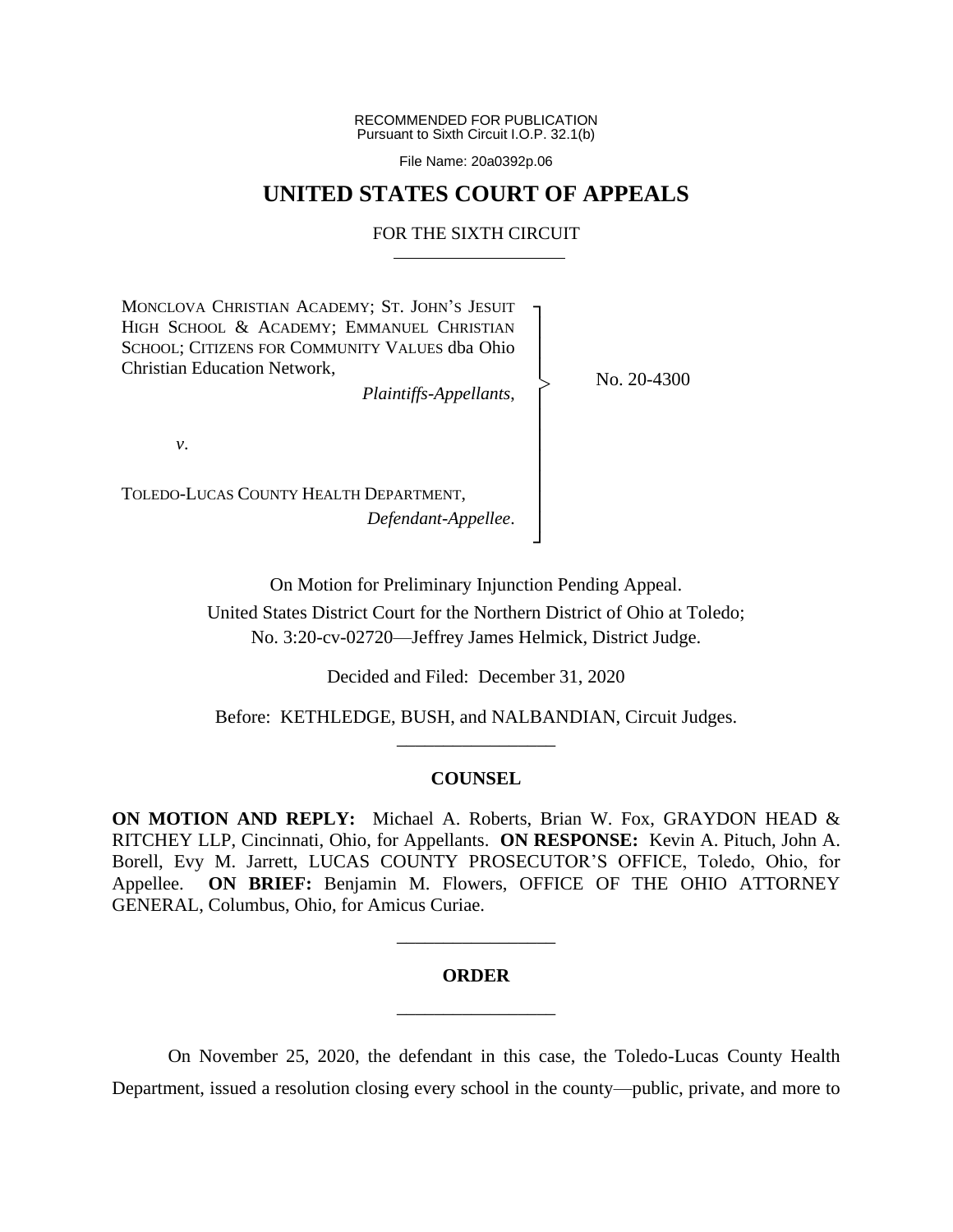RECOMMENDED FOR PUBLICATION
Pursuant to Sixth Circuit I.O.P. 32.1(b)

File Name: 20a0392p.06

# UNITED STATES COURT OF APPEALS

## FOR THE SIXTH CIRCUIT

MONCLOVA CHRISTIAN ACADEMY; ST. JOHN'S JESUIT HIGH SCHOOL & ACADEMY; EMMANUEL CHRISTIAN SCHOOL; CITIZENS FOR COMMUNITY VALUES dba Ohio Christian Education Network,

*Plaintiffs-Appellants*,

*v*.

TOLEDO-LUCAS COUNTY HEALTH DEPARTMENT,

*Defendant-Appellee*.

No. 20-4300

On Motion for Preliminary Injunction Pending Appeal.
United States District Court for the Northern District of Ohio at Toledo;
No. 3:20-cv-02720—Jeffrey James Helmick, District Judge.

Decided and Filed: December 31, 2020

Before: KETHLEDGE, BUSH, and NALBANDIAN, Circuit Judges.

## COUNSEL

**ON MOTION AND REPLY:** Michael A. Roberts, Brian W. Fox, GRAYDON HEAD & RITCHEY LLP, Cincinnati, Ohio, for Appellants. **ON RESPONSE:** Kevin A. Pituch, John A. Borell, Evy M. Jarrett, LUCAS COUNTY PROSECUTOR'S OFFICE, Toledo, Ohio, for Appellee. **ON BRIEF:** Benjamin M. Flowers, OFFICE OF THE OHIO ATTORNEY GENERAL, Columbus, Ohio, for Amicus Curiae.

## ORDER

On November 25, 2020, the defendant in this case, the Toledo-Lucas County Health Department, issued a resolution closing every school in the county—public, private, and more to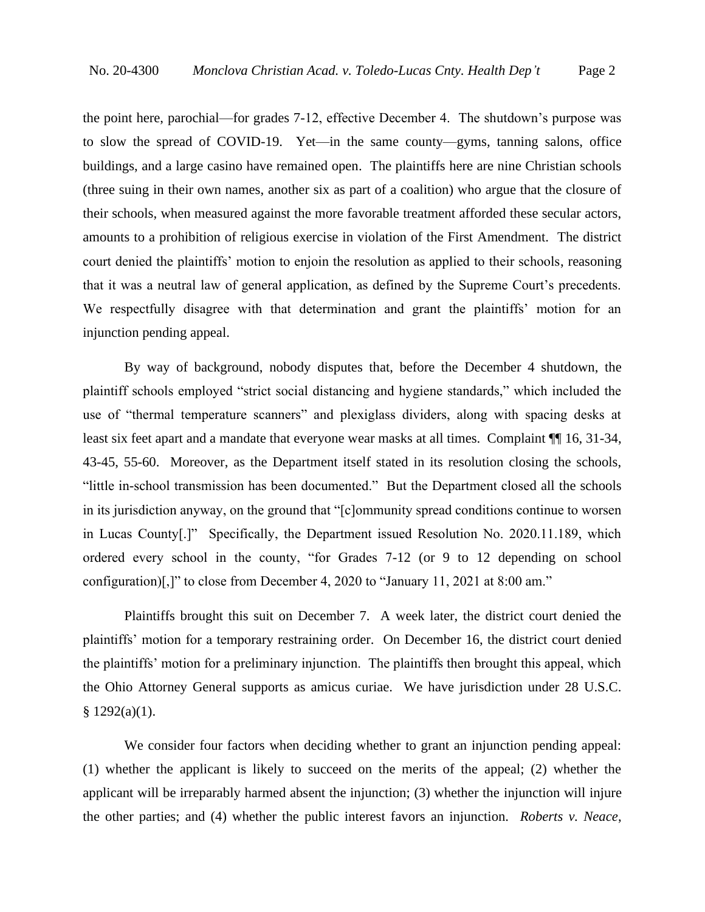the point here, parochial—for grades 7-12, effective December 4. The shutdown's purpose was to slow the spread of COVID-19. Yet—in the same county—gyms, tanning salons, office buildings, and a large casino have remained open. The plaintiffs here are nine Christian schools (three suing in their own names, another six as part of a coalition) who argue that the closure of their schools, when measured against the more favorable treatment afforded these secular actors, amounts to a prohibition of religious exercise in violation of the First Amendment. The district court denied the plaintiffs' motion to enjoin the resolution as applied to their schools, reasoning that it was a neutral law of general application, as defined by the Supreme Court's precedents. We respectfully disagree with that determination and grant the plaintiffs' motion for an injunction pending appeal.

By way of background, nobody disputes that, before the December 4 shutdown, the plaintiff schools employed "strict social distancing and hygiene standards," which included the use of "thermal temperature scanners" and plexiglass dividers, along with spacing desks at least six feet apart and a mandate that everyone wear masks at all times. Complaint ¶¶ 16, 31-34, 43-45, 55-60. Moreover, as the Department itself stated in its resolution closing the schools, "little in-school transmission has been documented." But the Department closed all the schools in its jurisdiction anyway, on the ground that "[c]ommunity spread conditions continue to worsen in Lucas County[.]" Specifically, the Department issued Resolution No. 2020.11.189, which ordered every school in the county, "for Grades 7-12 (or 9 to 12 depending on school configuration)[,]" to close from December 4, 2020 to "January 11, 2021 at 8:00 am."

Plaintiffs brought this suit on December 7. A week later, the district court denied the plaintiffs' motion for a temporary restraining order. On December 16, the district court denied the plaintiffs' motion for a preliminary injunction. The plaintiffs then brought this appeal, which the Ohio Attorney General supports as amicus curiae. We have jurisdiction under 28 U.S.C. § 1292(a)(1).

We consider four factors when deciding whether to grant an injunction pending appeal: (1) whether the applicant is likely to succeed on the merits of the appeal; (2) whether the applicant will be irreparably harmed absent the injunction; (3) whether the injunction will injure the other parties; and (4) whether the public interest favors an injunction. *Roberts v. Neace*,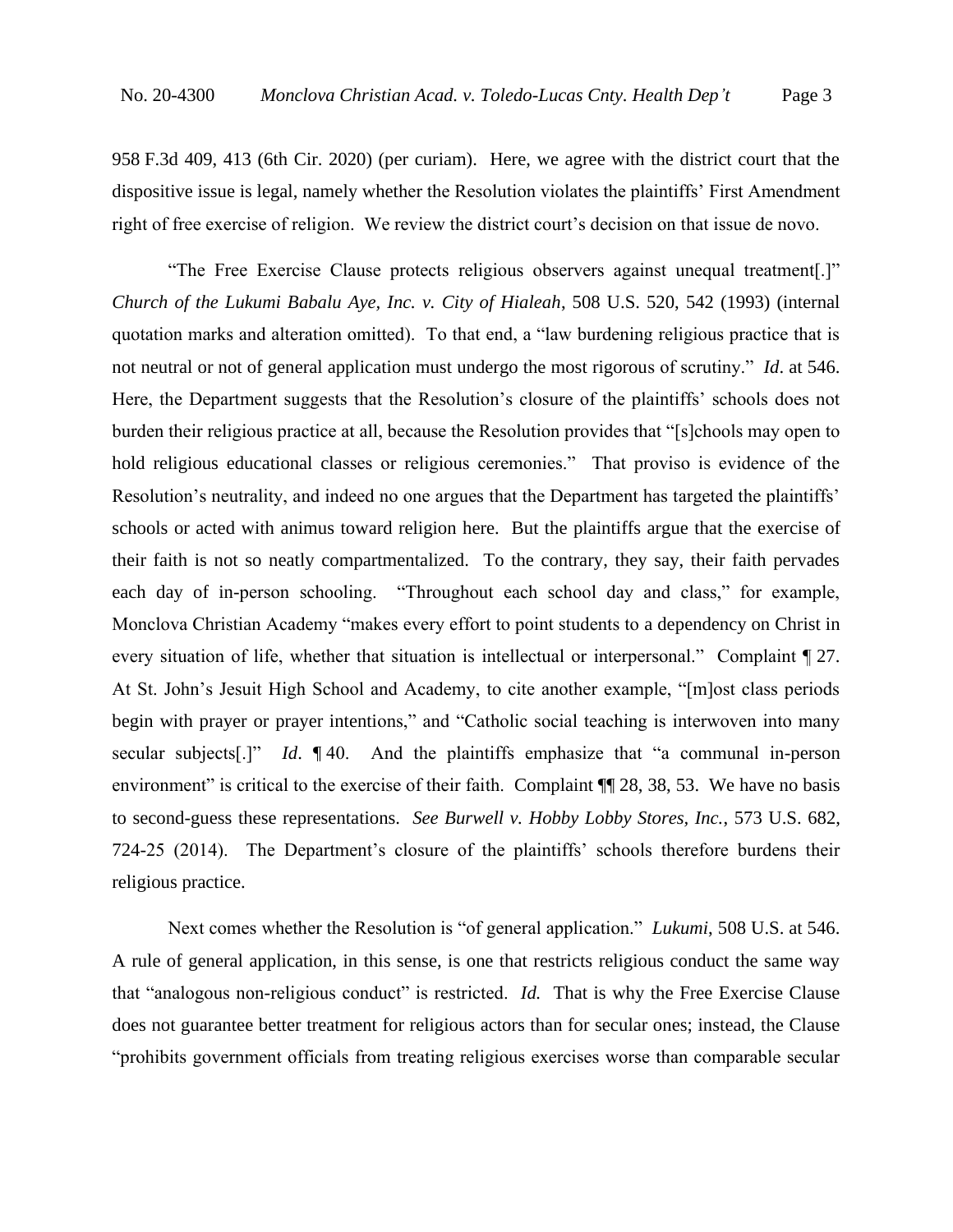958 F.3d 409, 413 (6th Cir. 2020) (per curiam). Here, we agree with the district court that the dispositive issue is legal, namely whether the Resolution violates the plaintiffs' First Amendment right of free exercise of religion. We review the district court's decision on that issue de novo.

"The Free Exercise Clause protects religious observers against unequal treatment[.]" *Church of the Lukumi Babalu Aye, Inc. v. City of Hialeah*, 508 U.S. 520, 542 (1993) (internal quotation marks and alteration omitted). To that end, a "law burdening religious practice that is not neutral or not of general application must undergo the most rigorous of scrutiny." *Id*. at 546. Here, the Department suggests that the Resolution's closure of the plaintiffs' schools does not burden their religious practice at all, because the Resolution provides that "[s]chools may open to hold religious educational classes or religious ceremonies." That proviso is evidence of the Resolution's neutrality, and indeed no one argues that the Department has targeted the plaintiffs' schools or acted with animus toward religion here. But the plaintiffs argue that the exercise of their faith is not so neatly compartmentalized. To the contrary, they say, their faith pervades each day of in-person schooling. "Throughout each school day and class," for example, Monclova Christian Academy "makes every effort to point students to a dependency on Christ in every situation of life, whether that situation is intellectual or interpersonal." Complaint ¶ 27. At St. John's Jesuit High School and Academy, to cite another example, "[m]ost class periods begin with prayer or prayer intentions," and "Catholic social teaching is interwoven into many secular subjects[.]" *Id*. ¶ 40. And the plaintiffs emphasize that "a communal in-person environment" is critical to the exercise of their faith. Complaint ¶¶ 28, 38, 53. We have no basis to second-guess these representations. *See Burwell v. Hobby Lobby Stores, Inc.*, 573 U.S. 682, 724-25 (2014). The Department's closure of the plaintiffs' schools therefore burdens their religious practice.

Next comes whether the Resolution is "of general application." *Lukumi*, 508 U.S. at 546. A rule of general application, in this sense, is one that restricts religious conduct the same way that "analogous non-religious conduct" is restricted. *Id.* That is why the Free Exercise Clause does not guarantee better treatment for religious actors than for secular ones; instead, the Clause "prohibits government officials from treating religious exercises worse than comparable secular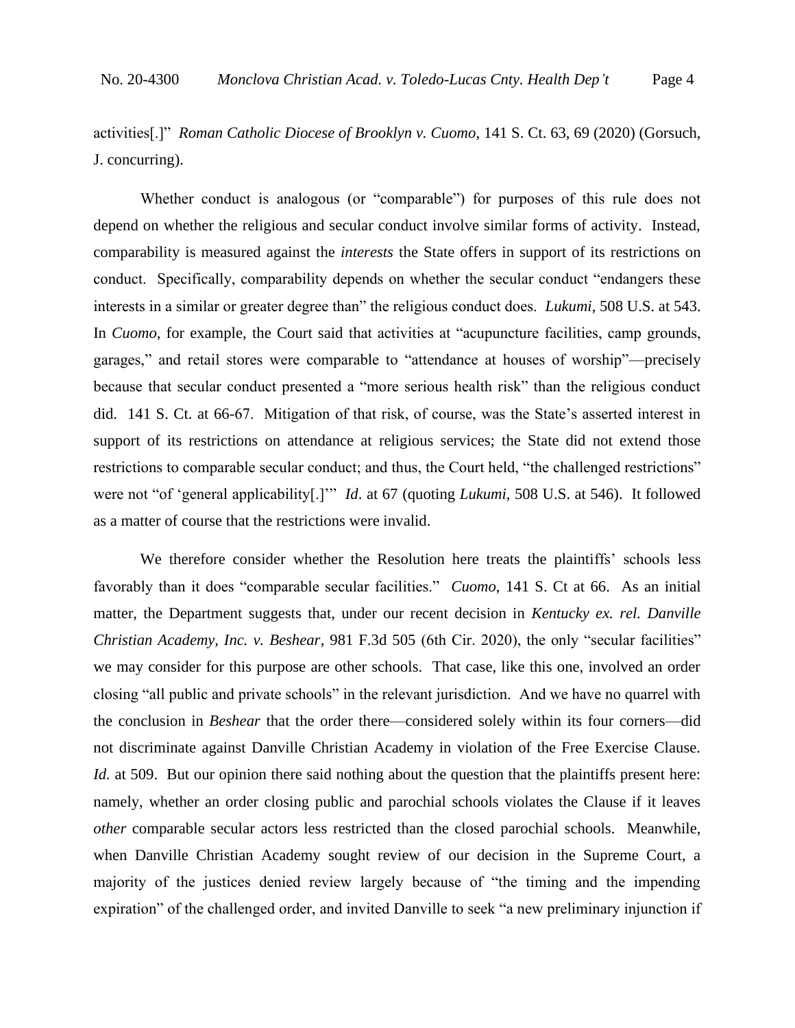activities[.]" *Roman Catholic Diocese of Brooklyn v. Cuomo*, 141 S. Ct. 63, 69 (2020) (Gorsuch, J. concurring).

Whether conduct is analogous (or "comparable") for purposes of this rule does not depend on whether the religious and secular conduct involve similar forms of activity. Instead, comparability is measured against the *interests* the State offers in support of its restrictions on conduct. Specifically, comparability depends on whether the secular conduct "endangers these interests in a similar or greater degree than" the religious conduct does. *Lukumi*, 508 U.S. at 543. In *Cuomo*, for example, the Court said that activities at "acupuncture facilities, camp grounds, garages," and retail stores were comparable to "attendance at houses of worship"—precisely because that secular conduct presented a "more serious health risk" than the religious conduct did. 141 S. Ct. at 66-67. Mitigation of that risk, of course, was the State's asserted interest in support of its restrictions on attendance at religious services; the State did not extend those restrictions to comparable secular conduct; and thus, the Court held, "the challenged restrictions" were not "of 'general applicability[.]'" *Id*. at 67 (quoting *Lukumi*, 508 U.S. at 546). It followed as a matter of course that the restrictions were invalid.

We therefore consider whether the Resolution here treats the plaintiffs' schools less favorably than it does "comparable secular facilities." *Cuomo*, 141 S. Ct at 66. As an initial matter, the Department suggests that, under our recent decision in *Kentucky ex. rel. Danville Christian Academy, Inc. v. Beshear*, 981 F.3d 505 (6th Cir. 2020), the only "secular facilities" we may consider for this purpose are other schools. That case, like this one, involved an order closing "all public and private schools" in the relevant jurisdiction. And we have no quarrel with the conclusion in *Beshear* that the order there—considered solely within its four corners—did not discriminate against Danville Christian Academy in violation of the Free Exercise Clause. *Id.* at 509. But our opinion there said nothing about the question that the plaintiffs present here: namely, whether an order closing public and parochial schools violates the Clause if it leaves *other* comparable secular actors less restricted than the closed parochial schools. Meanwhile, when Danville Christian Academy sought review of our decision in the Supreme Court, a majority of the justices denied review largely because of "the timing and the impending expiration" of the challenged order, and invited Danville to seek "a new preliminary injunction if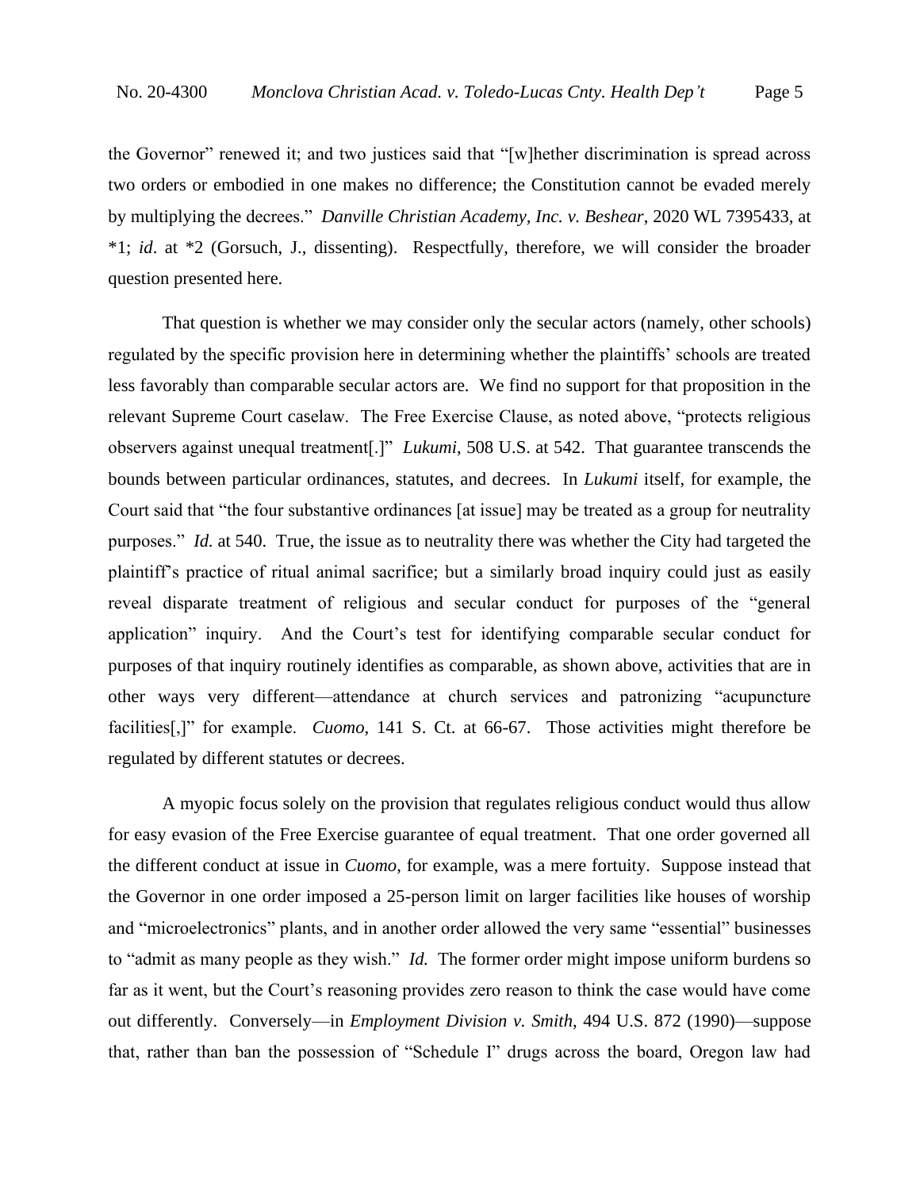the Governor" renewed it; and two justices said that "[w]hether discrimination is spread across two orders or embodied in one makes no difference; the Constitution cannot be evaded merely by multiplying the decrees." *Danville Christian Academy, Inc. v. Beshear*, 2020 WL 7395433, at *1; *id*. at *2 (Gorsuch, J., dissenting). Respectfully, therefore, we will consider the broader question presented here.

That question is whether we may consider only the secular actors (namely, other schools) regulated by the specific provision here in determining whether the plaintiffs' schools are treated less favorably than comparable secular actors are. We find no support for that proposition in the relevant Supreme Court caselaw. The Free Exercise Clause, as noted above, "protects religious observers against unequal treatment[.]" *Lukumi*, 508 U.S. at 542. That guarantee transcends the bounds between particular ordinances, statutes, and decrees. In *Lukumi* itself, for example, the Court said that "the four substantive ordinances [at issue] may be treated as a group for neutrality purposes." *Id.* at 540. True, the issue as to neutrality there was whether the City had targeted the plaintiff's practice of ritual animal sacrifice; but a similarly broad inquiry could just as easily reveal disparate treatment of religious and secular conduct for purposes of the "general application" inquiry. And the Court's test for identifying comparable secular conduct for purposes of that inquiry routinely identifies as comparable, as shown above, activities that are in other ways very different—attendance at church services and patronizing "acupuncture facilities[,]" for example. *Cuomo*, 141 S. Ct. at 66-67. Those activities might therefore be regulated by different statutes or decrees.

A myopic focus solely on the provision that regulates religious conduct would thus allow for easy evasion of the Free Exercise guarantee of equal treatment. That one order governed all the different conduct at issue in *Cuomo*, for example, was a mere fortuity. Suppose instead that the Governor in one order imposed a 25-person limit on larger facilities like houses of worship and "microelectronics" plants, and in another order allowed the very same "essential" businesses to "admit as many people as they wish." *Id.* The former order might impose uniform burdens so far as it went, but the Court's reasoning provides zero reason to think the case would have come out differently. Conversely—in *Employment Division v. Smith*, 494 U.S. 872 (1990)—suppose that, rather than ban the possession of "Schedule I" drugs across the board, Oregon law had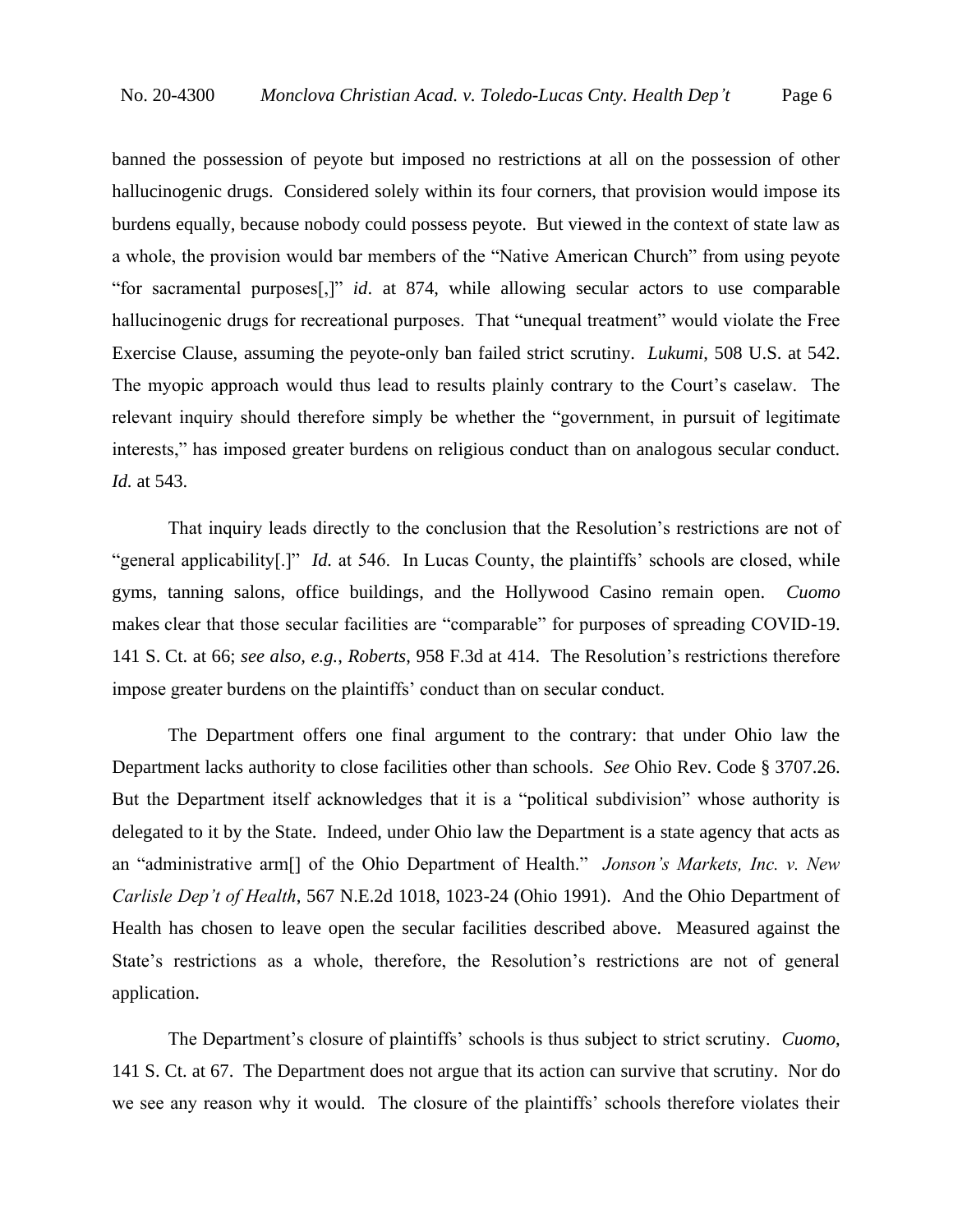banned the possession of peyote but imposed no restrictions at all on the possession of other hallucinogenic drugs. Considered solely within its four corners, that provision would impose its burdens equally, because nobody could possess peyote. But viewed in the context of state law as a whole, the provision would bar members of the "Native American Church" from using peyote "for sacramental purposes[,]" *id*. at 874, while allowing secular actors to use comparable hallucinogenic drugs for recreational purposes. That "unequal treatment" would violate the Free Exercise Clause, assuming the peyote-only ban failed strict scrutiny. *Lukumi*, 508 U.S. at 542. The myopic approach would thus lead to results plainly contrary to the Court's caselaw. The relevant inquiry should therefore simply be whether the "government, in pursuit of legitimate interests," has imposed greater burdens on religious conduct than on analogous secular conduct. *Id.* at 543.

That inquiry leads directly to the conclusion that the Resolution's restrictions are not of "general applicability[.]" *Id.* at 546. In Lucas County, the plaintiffs' schools are closed, while gyms, tanning salons, office buildings, and the Hollywood Casino remain open. *Cuomo* makes clear that those secular facilities are "comparable" for purposes of spreading COVID-19. 141 S. Ct. at 66; *see also, e.g.*, *Roberts*, 958 F.3d at 414. The Resolution's restrictions therefore impose greater burdens on the plaintiffs' conduct than on secular conduct.

The Department offers one final argument to the contrary: that under Ohio law the Department lacks authority to close facilities other than schools. *See* Ohio Rev. Code § 3707.26. But the Department itself acknowledges that it is a "political subdivision" whose authority is delegated to it by the State. Indeed, under Ohio law the Department is a state agency that acts as an "administrative arm[] of the Ohio Department of Health." *Jonson's Markets, Inc. v. New Carlisle Dep't of Health*, 567 N.E.2d 1018, 1023-24 (Ohio 1991). And the Ohio Department of Health has chosen to leave open the secular facilities described above. Measured against the State's restrictions as a whole, therefore, the Resolution's restrictions are not of general application.

The Department's closure of plaintiffs' schools is thus subject to strict scrutiny. *Cuomo*, 141 S. Ct. at 67. The Department does not argue that its action can survive that scrutiny. Nor do we see any reason why it would. The closure of the plaintiffs' schools therefore violates their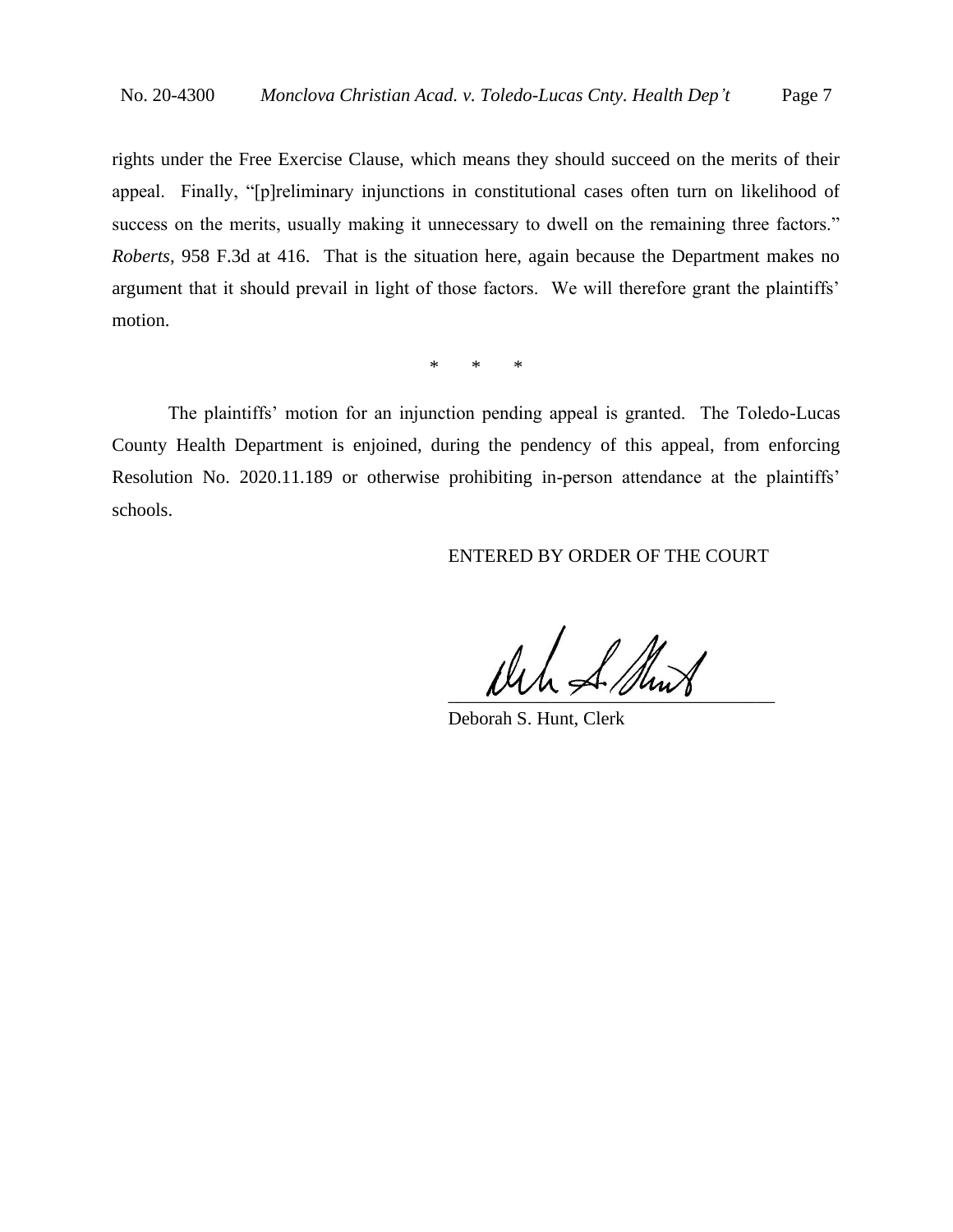rights under the Free Exercise Clause, which means they should succeed on the merits of their appeal. Finally, "[p]reliminary injunctions in constitutional cases often turn on likelihood of success on the merits, usually making it unnecessary to dwell on the remaining three factors." *Roberts*, 958 F.3d at 416. That is the situation here, again because the Department makes no argument that it should prevail in light of those factors. We will therefore grant the plaintiffs' motion.

\* \* \*

The plaintiffs' motion for an injunction pending appeal is granted. The Toledo-Lucas County Health Department is enjoined, during the pendency of this appeal, from enforcing Resolution No. 2020.11.189 or otherwise prohibiting in-person attendance at the plaintiffs' schools.

ENTERED BY ORDER OF THE COURT

Deborah S. Hunt, Clerk